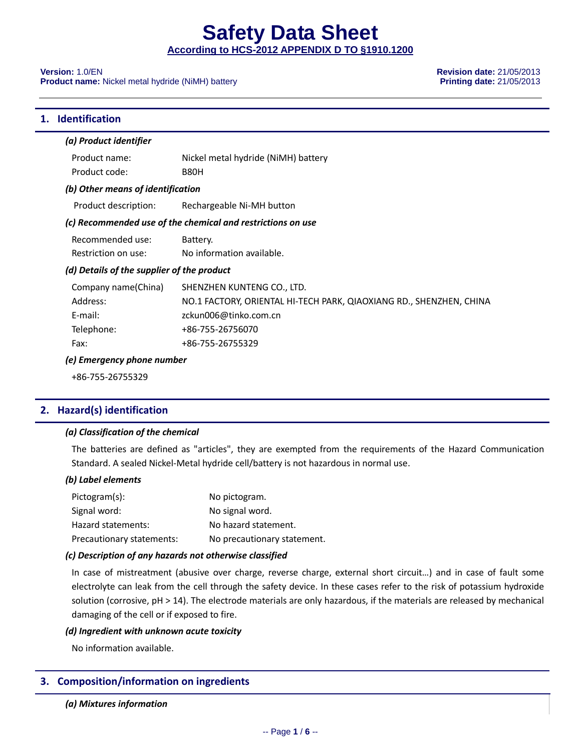# Safety Data Sheet

**According to HCS-2012 APPENDIX D TO §1910.1200**

**Version:** 1.0/EN  
**Product name:** Nickel metal hydride (NiMH) battery

**Revision date:** 21/05/2013  
**Printing date:** 21/05/2013

## 1. Identification

### *(a) Product identifier*

Product name: Nickel metal hydride (NiMH) battery  
Product code: B80H

### *(b) Other means of identification*

Product description: Rechargeable Ni-MH button

### *(c) Recommended use of the chemical and restrictions on use*

Recommended use: Battery.  
Restriction on use: No information available.

### *(d) Details of the supplier of the product*

Company name(China) SHENZHEN KUNTENG CO., LTD.  
Address: NO.1 FACTORY, ORIENTAL HI-TECH PARK, QIAOXIANG RD., SHENZHEN, CHINA  
E-mail: zckun006@tinko.com.cn  
Telephone: +86-755-26756070  
Fax: +86-755-26755329

### *(e) Emergency phone number*

+86-755-26755329

## 2. Hazard(s) identification

### *(a) Classification of the chemical*

The batteries are defined as "articles", they are exempted from the requirements of the Hazard Communication Standard. A sealed Nickel-Metal hydride cell/battery is not hazardous in normal use.

### *(b) Label elements*

Pictogram(s): No pictogram.  
Signal word: No signal word.  
Hazard statements: No hazard statement.  
Precautionary statements: No precautionary statement.

### *(c) Description of any hazards not otherwise classified*

In case of mistreatment (abusive over charge, reverse charge, external short circuit…) and in case of fault some electrolyte can leak from the cell through the safety device. In these cases refer to the risk of potassium hydroxide solution (corrosive, pH > 14). The electrode materials are only hazardous, if the materials are released by mechanical damaging of the cell or if exposed to fire.

### *(d) Ingredient with unknown acute toxicity*

No information available.

## 3. Composition/information on ingredients

### *(a) Mixtures information*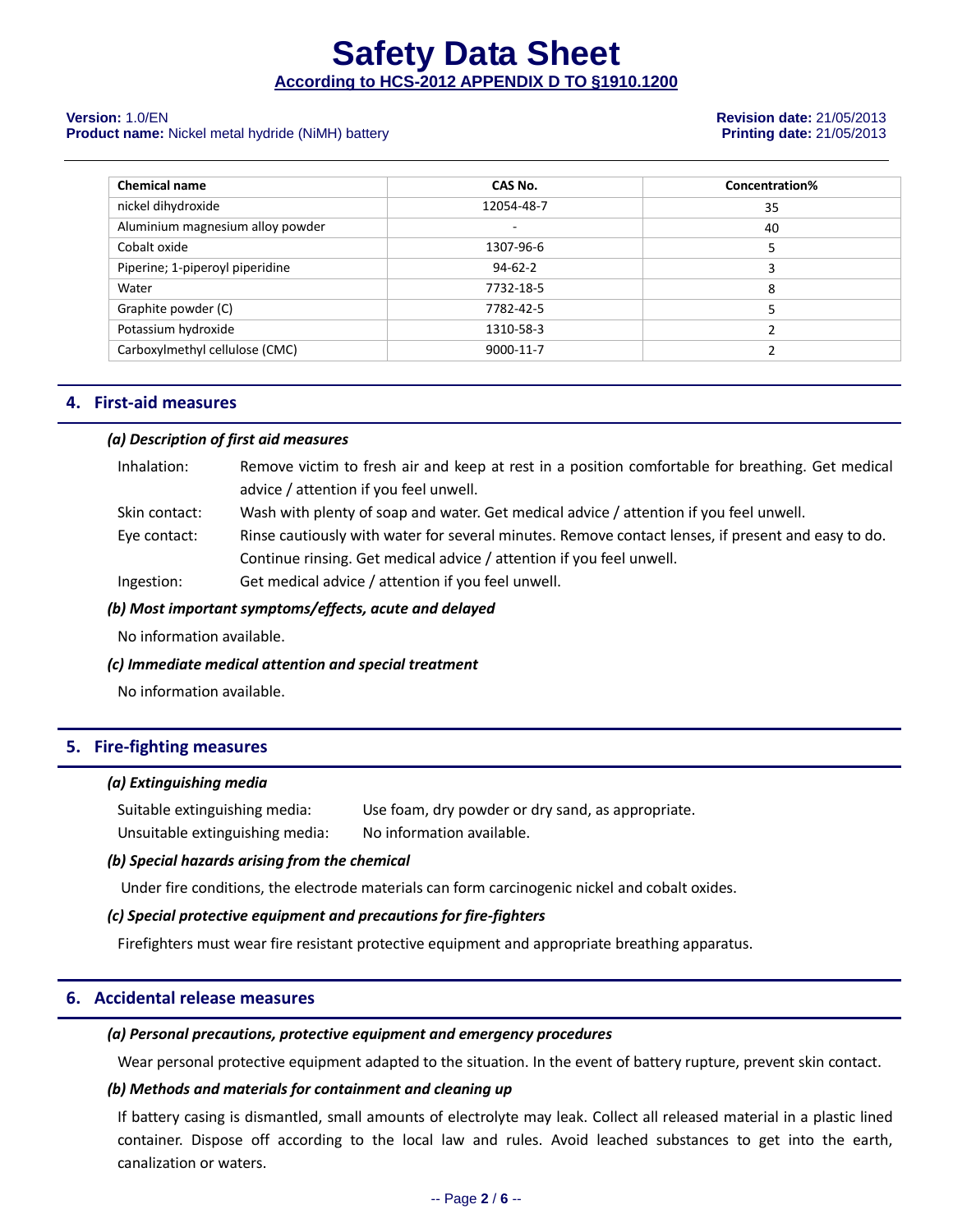| Chemical name | CAS No. | Concentration% |
| --- | --- | --- |
| nickel dihydroxide | 12054-48-7 | 35 |
| Aluminium magnesium alloy powder | - | 40 |
| Cobalt oxide | 1307-96-6 | 5 |
| Piperine; 1-piperoyl piperidine | 94-62-2 | 3 |
| Water | 7732-18-5 | 8 |
| Graphite powder (C) | 7782-42-5 | 5 |
| Potassium hydroxide | 1310-58-3 | 2 |
| Carboxylmethyl cellulose (CMC) | 9000-11-7 | 2 |

## 4. First-aid measures

***(a) Description of first aid measures***

Inhalation: Remove victim to fresh air and keep at rest in a position comfortable for breathing. Get medical advice / attention if you feel unwell.

Skin contact: Wash with plenty of soap and water. Get medical advice / attention if you feel unwell.

Eye contact: Rinse cautiously with water for several minutes. Remove contact lenses, if present and easy to do. Continue rinsing. Get medical advice / attention if you feel unwell.

Ingestion: Get medical advice / attention if you feel unwell.

***(b) Most important symptoms/effects, acute and delayed***

No information available.

***(c) Immediate medical attention and special treatment***

No information available.

## 5. Fire-fighting measures

***(a) Extinguishing media***

Suitable extinguishing media: Use foam, dry powder or dry sand, as appropriate.

Unsuitable extinguishing media: No information available.

***(b) Special hazards arising from the chemical***

Under fire conditions, the electrode materials can form carcinogenic nickel and cobalt oxides.

***(c) Special protective equipment and precautions for fire-fighters***

Firefighters must wear fire resistant protective equipment and appropriate breathing apparatus.

## 6. Accidental release measures

***(a) Personal precautions, protective equipment and emergency procedures***

Wear personal protective equipment adapted to the situation. In the event of battery rupture, prevent skin contact.

***(b) Methods and materials for containment and cleaning up***

If battery casing is dismantled, small amounts of electrolyte may leak. Collect all released material in a plastic lined container. Dispose off according to the local law and rules. Avoid leached substances to get into the earth, canalization or waters.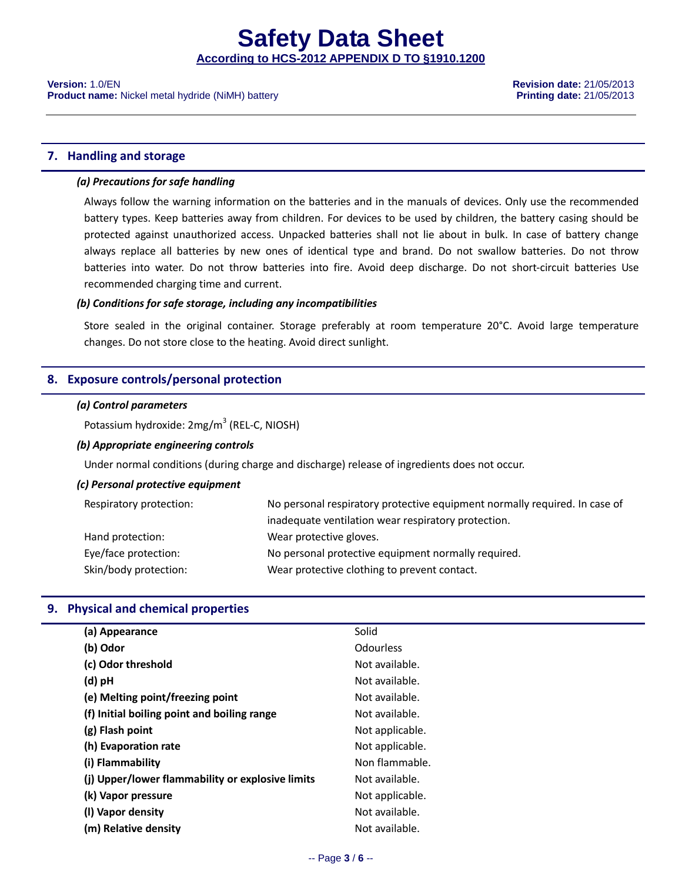## 7. Handling and storage

### *(a) Precautions for safe handling*

Always follow the warning information on the batteries and in the manuals of devices. Only use the recommended battery types. Keep batteries away from children. For devices to be used by children, the battery casing should be protected against unauthorized access. Unpacked batteries shall not lie about in bulk. In case of battery change always replace all batteries by new ones of identical type and brand. Do not swallow batteries. Do not throw batteries into water. Do not throw batteries into fire. Avoid deep discharge. Do not short-circuit batteries Use recommended charging time and current.

### *(b) Conditions for safe storage, including any incompatibilities*

Store sealed in the original container. Storage preferably at room temperature 20°C. Avoid large temperature changes. Do not store close to the heating. Avoid direct sunlight.

## 8. Exposure controls/personal protection

### *(a) Control parameters*

Potassium hydroxide: 2mg/$m^3$ (REL-C, NIOSH)

### *(b) Appropriate engineering controls*

Under normal conditions (during charge and discharge) release of ingredients does not occur.

### *(c) Personal protective equipment*

| | |
|---|---|
| Respiratory protection: | No personal respiratory protective equipment normally required. In case of inadequate ventilation wear respiratory protection. |
| Hand protection: | Wear protective gloves. |
| Eye/face protection: | No personal protective equipment normally required. |
| Skin/body protection: | Wear protective clothing to prevent contact. |

## 9. Physical and chemical properties

| | |
|---|---|
| **(a) Appearance** | Solid |
| **(b) Odor** | Odourless |
| **(c) Odor threshold** | Not available. |
| **(d) pH** | Not available. |
| **(e) Melting point/freezing point** | Not available. |
| **(f) Initial boiling point and boiling range** | Not available. |
| **(g) Flash point** | Not applicable. |
| **(h) Evaporation rate** | Not applicable. |
| **(i) Flammability** | Non flammable. |
| **(j) Upper/lower flammability or explosive limits** | Not available. |
| **(k) Vapor pressure** | Not applicable. |
| **(l) Vapor density** | Not available. |
| **(m) Relative density** | Not available. |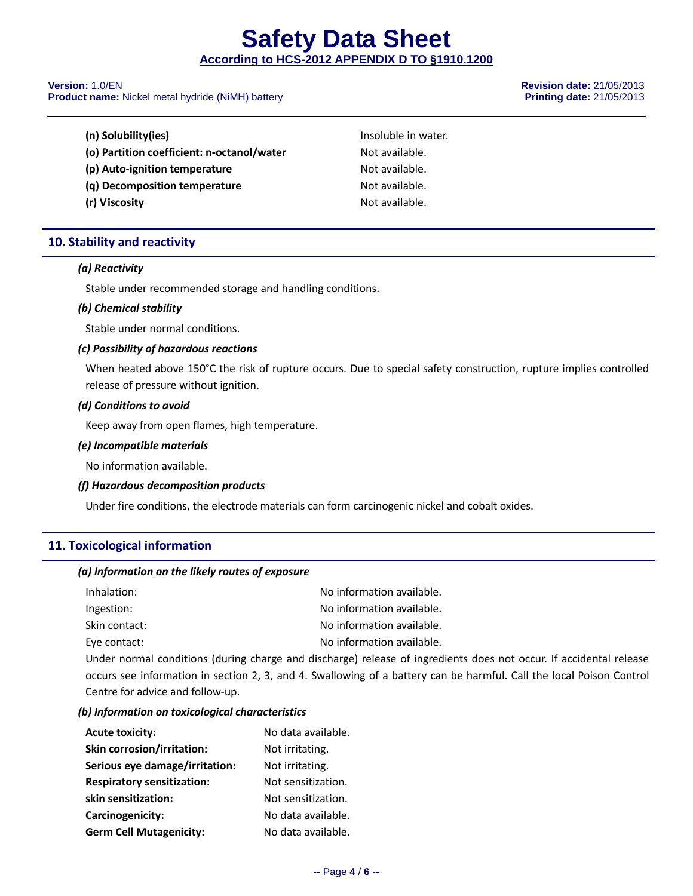| | |
|---|---|
| **(n) Solubility(ies)** | Insoluble in water. |
| **(o) Partition coefficient: n-octanol/water** | Not available. |
| **(p) Auto-ignition temperature** | Not available. |
| **(q) Decomposition temperature** | Not available. |
| **(r) Viscosity** | Not available. |

## 10. Stability and reactivity

***(a) Reactivity***

Stable under recommended storage and handling conditions.

***(b) Chemical stability***

Stable under normal conditions.

***(c) Possibility of hazardous reactions***

When heated above 150°C the risk of rupture occurs. Due to special safety construction, rupture implies controlled release of pressure without ignition.

***(d) Conditions to avoid***

Keep away from open flames, high temperature.

***(e) Incompatible materials***

No information available.

***(f) Hazardous decomposition products***

Under fire conditions, the electrode materials can form carcinogenic nickel and cobalt oxides.

## 11. Toxicological information

***(a) Information on the likely routes of exposure***

| | |
|---|---|
| Inhalation: | No information available. |
| Ingestion: | No information available. |
| Skin contact: | No information available. |
| Eye contact: | No information available. |

Under normal conditions (during charge and discharge) release of ingredients does not occur. If accidental release occurs see information in section 2, 3, and 4. Swallowing of a battery can be harmful. Call the local Poison Control Centre for advice and follow-up.

***(b) Information on toxicological characteristics***

| | |
|---|---|
| **Acute toxicity:** | No data available. |
| **Skin corrosion/irritation:** | Not irritating. |
| **Serious eye damage/irritation:** | Not irritating. |
| **Respiratory sensitization:** | Not sensitization. |
| **skin sensitization:** | Not sensitization. |
| **Carcinogenicity:** | No data available. |
| **Germ Cell Mutagenicity:** | No data available. |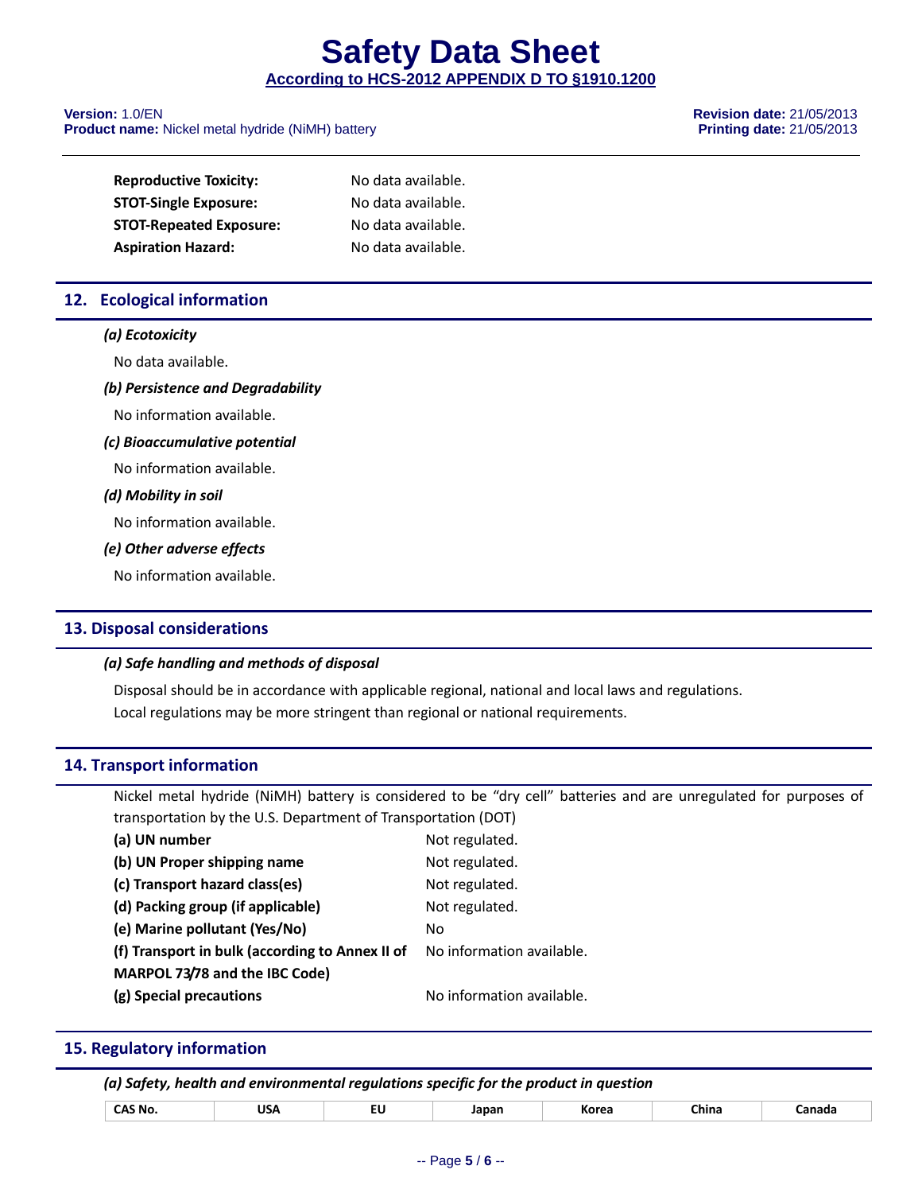| | |
|---|---|
| **Reproductive Toxicity:** | No data available. |
| **STOT-Single Exposure:** | No data available. |
| **STOT-Repeated Exposure:** | No data available. |
| **Aspiration Hazard:** | No data available. |

## 12. Ecological information

***(a) Ecotoxicity***

No data available.

***(b) Persistence and Degradability***

No information available.

***(c) Bioaccumulative potential***

No information available.

***(d) Mobility in soil***

No information available.

***(e) Other adverse effects***

No information available.

## 13. Disposal considerations

***(a) Safe handling and methods of disposal***

Disposal should be in accordance with applicable regional, national and local laws and regulations.
Local regulations may be more stringent than regional or national requirements.

## 14. Transport information

Nickel metal hydride (NiMH) battery is considered to be "dry cell" batteries and are unregulated for purposes of transportation by the U.S. Department of Transportation (DOT)

| | |
|---|---|
| **(a) UN number** | Not regulated. |
| **(b) UN Proper shipping name** | Not regulated. |
| **(c) Transport hazard class(es)** | Not regulated. |
| **(d) Packing group (if applicable)** | Not regulated. |
| **(e) Marine pollutant (Yes/No)** | No |
| **(f) Transport in bulk (according to Annex II of MARPOL 73/78 and the IBC Code)** | No information available. |
| **(g) Special precautions** | No information available. |

## 15. Regulatory information

***(a) Safety, health and environmental regulations specific for the product in question***

| CAS No. | USA | EU | Japan | Korea | China | Canada |
|---|---|---|---|---|---|---|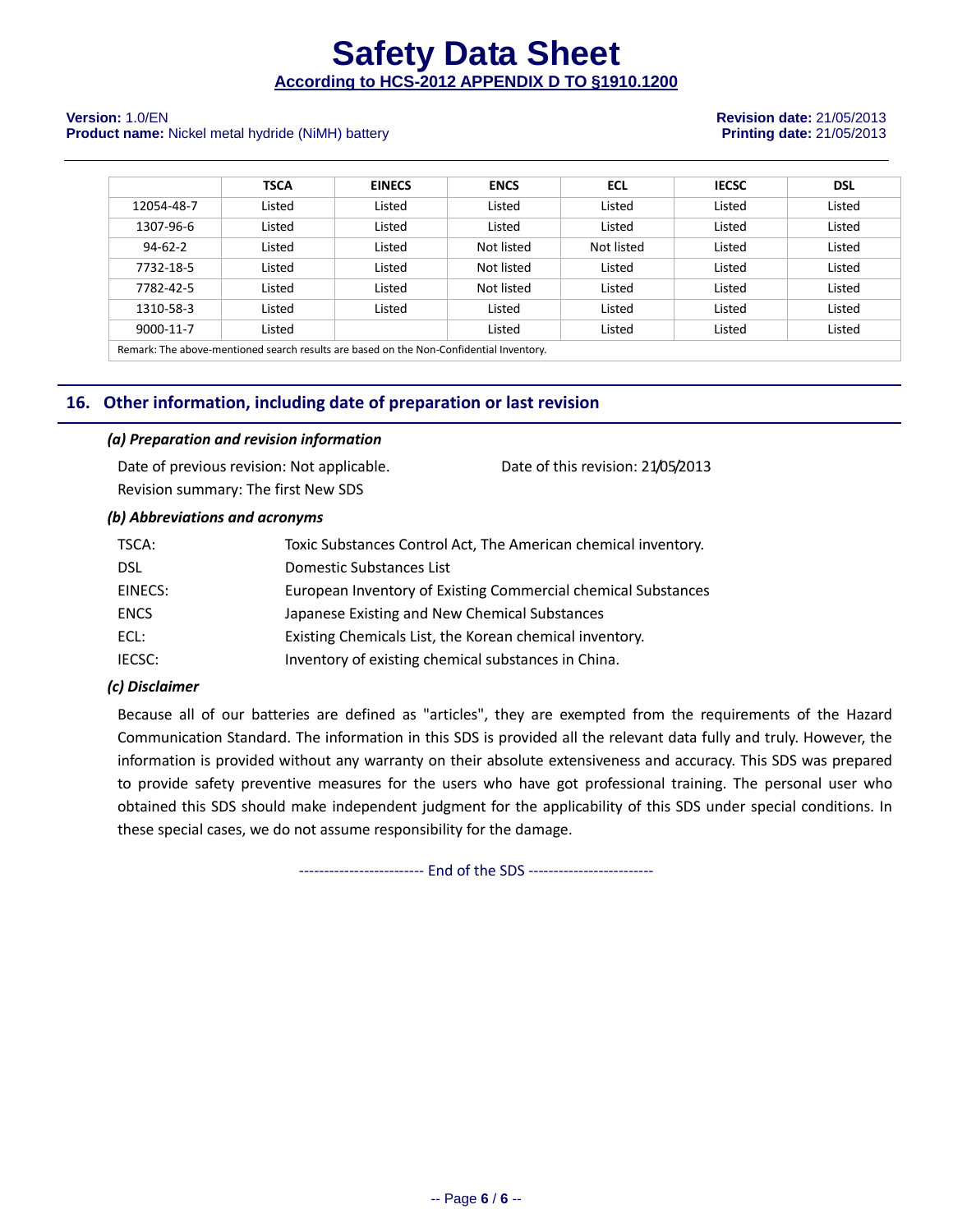| | TSCA | EINECS | ENCS | ECL | IECSC | DSL |
|---|---|---|---|---|---|---|
| 12054-48-7 | Listed | Listed | Listed | Listed | Listed | Listed |
| 1307-96-6 | Listed | Listed | Listed | Listed | Listed | Listed |
| 94-62-2 | Listed | Listed | Not listed | Not listed | Listed | Listed |
| 7732-18-5 | Listed | Listed | Not listed | Listed | Listed | Listed |
| 7782-42-5 | Listed | Listed | Not listed | Listed | Listed | Listed |
| 1310-58-3 | Listed | Listed | Listed | Listed | Listed | Listed |
| 9000-11-7 | Listed | | Listed | Listed | Listed | Listed |

Remark: The above-mentioned search results are based on the Non-Confidential Inventory.

## 16. Other information, including date of preparation or last revision

***(a) Preparation and revision information***

Date of previous revision: Not applicable.

Date of this revision: 21/05/2013

Revision summary: The first New SDS

***(b) Abbreviations and acronyms***

| | |
|---|---|
| TSCA: | Toxic Substances Control Act, The American chemical inventory. |
| DSL | Domestic Substances List |
| EINECS: | European Inventory of Existing Commercial chemical Substances |
| ENCS | Japanese Existing and New Chemical Substances |
| ECL: | Existing Chemicals List, the Korean chemical inventory. |
| IECSC: | Inventory of existing chemical substances in China. |

***(c) Disclaimer***

Because all of our batteries are defined as "articles", they are exempted from the requirements of the Hazard Communication Standard. The information in this SDS is provided all the relevant data fully and truly. However, the information is provided without any warranty on their absolute extensiveness and accuracy. This SDS was prepared to provide safety preventive measures for the users who have got professional training. The personal user who obtained this SDS should make independent judgment for the applicability of this SDS under special conditions. In these special cases, we do not assume responsibility for the damage.

------------------------ End of the SDS ------------------------